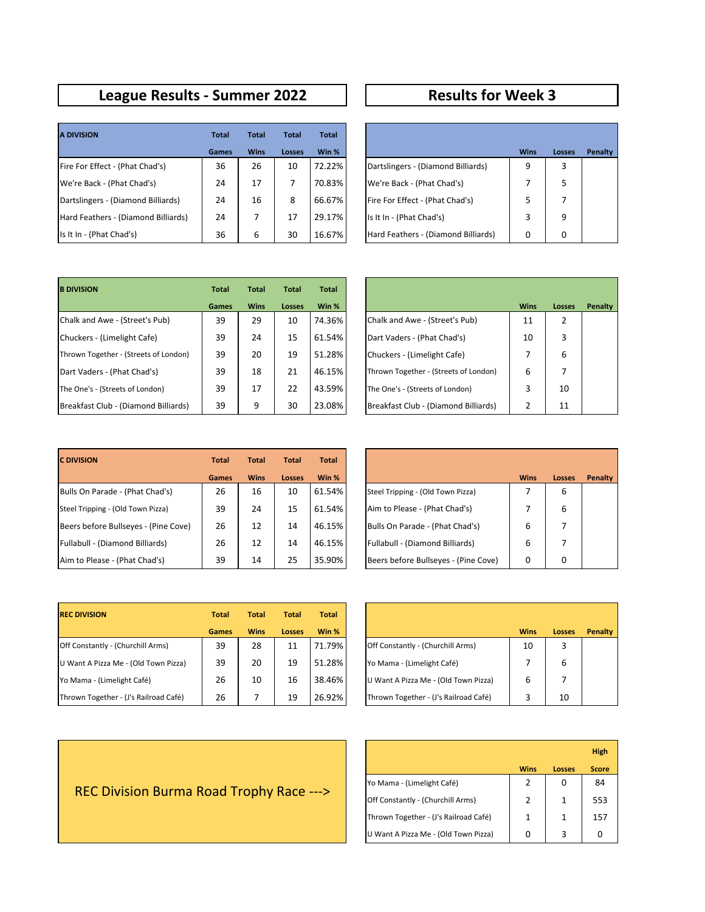## League Results - Summer 2022

| A DIVISION | Total Games | Total Wins | Total Losses | Total Win % |
|---|---|---|---|---|
| Fire For Effect - (Phat Chad's) | 36 | 26 | 10 | 72.22% |
| We're Back - (Phat Chad's) | 24 | 17 | 7 | 70.83% |
| Dartslingers - (Diamond Billiards) | 24 | 16 | 8 | 66.67% |
| Hard Feathers - (Diamond Billiards) | 24 | 7 | 17 | 29.17% |
| Is It In - (Phat Chad's) | 36 | 6 | 30 | 16.67% |

| B DIVISION | Total Games | Total Wins | Total Losses | Total Win % |
|---|---|---|---|---|
| Chalk and Awe - (Street's Pub) | 39 | 29 | 10 | 74.36% |
| Chuckers - (Limelight Cafe) | 39 | 24 | 15 | 61.54% |
| Thrown Together - (Streets of London) | 39 | 20 | 19 | 51.28% |
| Dart Vaders - (Phat Chad's) | 39 | 18 | 21 | 46.15% |
| The One's - (Streets of London) | 39 | 17 | 22 | 43.59% |
| Breakfast Club - (Diamond Billiards) | 39 | 9 | 30 | 23.08% |

| C DIVISION | Total Games | Total Wins | Total Losses | Total Win % |
|---|---|---|---|---|
| Bulls On Parade - (Phat Chad's) | 26 | 16 | 10 | 61.54% |
| Steel Tripping - (Old Town Pizza) | 39 | 24 | 15 | 61.54% |
| Beers before Bullseyes - (Pine Cove) | 26 | 12 | 14 | 46.15% |
| Fullabull - (Diamond Billiards) | 26 | 12 | 14 | 46.15% |
| Aim to Please - (Phat Chad's) | 39 | 14 | 25 | 35.90% |

| REC DIVISION | Total Games | Total Wins | Total Losses | Total Win % |
|---|---|---|---|---|
| Off Constantly - (Churchill Arms) | 39 | 28 | 11 | 71.79% |
| U Want A Pizza Me - (Old Town Pizza) | 39 | 20 | 19 | 51.28% |
| Yo Mama - (Limelight Café) | 26 | 10 | 16 | 38.46% |
| Thrown Together - (J's Railroad Café) | 26 | 7 | 19 | 26.92% |

## Results for Week 3

| | Wins | Losses | Penalty |
|---|---|---|---|
| Dartslingers - (Diamond Billiards) | 9 | 3 | |
| We're Back - (Phat Chad's) | 7 | 5 | |
| Fire For Effect - (Phat Chad's) | 5 | 7 | |
| Is It In - (Phat Chad's) | 3 | 9 | |
| Hard Feathers - (Diamond Billiards) | 0 | 0 | |

| | Wins | Losses | Penalty |
|---|---|---|---|
| Chalk and Awe - (Street's Pub) | 11 | 2 | |
| Dart Vaders - (Phat Chad's) | 10 | 3 | |
| Chuckers - (Limelight Cafe) | 7 | 6 | |
| Thrown Together - (Streets of London) | 6 | 7 | |
| The One's - (Streets of London) | 3 | 10 | |
| Breakfast Club - (Diamond Billiards) | 2 | 11 | |

| | Wins | Losses | Penalty |
|---|---|---|---|
| Steel Tripping - (Old Town Pizza) | 7 | 6 | |
| Aim to Please - (Phat Chad's) | 7 | 6 | |
| Bulls On Parade - (Phat Chad's) | 6 | 7 | |
| Fullabull - (Diamond Billiards) | 6 | 7 | |
| Beers before Bullseyes - (Pine Cove) | 0 | 0 | |

| | Wins | Losses | Penalty |
|---|---|---|---|
| Off Constantly - (Churchill Arms) | 10 | 3 | |
| Yo Mama - (Limelight Café) | 7 | 6 | |
| U Want A Pizza Me - (Old Town Pizza) | 6 | 7 | |
| Thrown Together - (J's Railroad Café) | 3 | 10 | |

REC Division Burma Road Trophy Race --->

| | Wins | Losses | High Score |
|---|---|---|---|
| Yo Mama - (Limelight Café) | 2 | 0 | 84 |
| Off Constantly - (Churchill Arms) | 2 | 1 | 553 |
| Thrown Together - (J's Railroad Café) | 1 | 1 | 157 |
| U Want A Pizza Me - (Old Town Pizza) | 0 | 3 | 0 |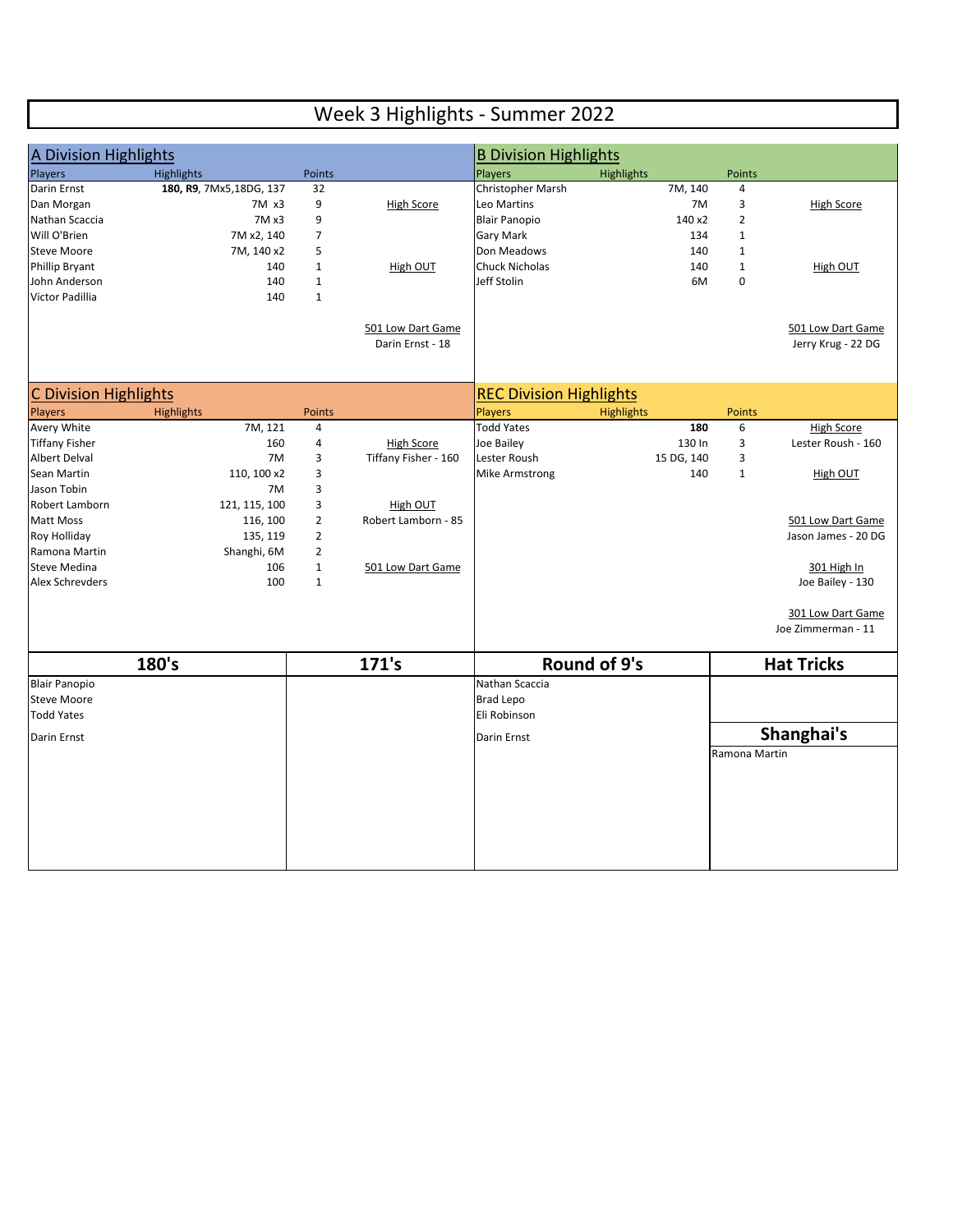# Week 3 Highlights - Summer 2022

## A Division Highlights

| Players | Highlights | Points | |
|---|---|---|---|
| Darin Ernst | **180, R9**, 7Mx5,18DG, 137 | 32 | |
| Dan Morgan | 7M x3 | 9 | High Score |
| Nathan Scaccia | 7M x3 | 9 | |
| Will O'Brien | 7M x2, 140 | 7 | |
| Steve Moore | 7M, 140 x2 | 5 | |
| Phillip Bryant | 140 | 1 | High OUT |
| John Anderson | 140 | 1 | |
| Victor Padillia | 140 | 1 | |
| | | | 501 Low Dart Game |
| | | | Darin Ernst - 18 |

## B Division Highlights

| Players | Highlights | Points | |
|---|---|---|---|
| Christopher Marsh | 7M, 140 | 4 | |
| Leo Martins | 7M | 3 | High Score |
| Blair Panopio | 140 x2 | 2 | |
| Gary Mark | 134 | 1 | |
| Don Meadows | 140 | 1 | |
| Chuck Nicholas | 140 | 1 | High OUT |
| Jeff Stolin | 6M | 0 | |
| | | | 501 Low Dart Game |
| | | | Jerry Krug - 22 DG |

## C Division Highlights

| Players | Highlights | Points | |
|---|---|---|---|
| Avery White | 7M, 121 | 4 | |
| Tiffany Fisher | 160 | 4 | High Score |
| Albert Delval | 7M | 3 | Tiffany Fisher - 160 |
| Sean Martin | 110, 100 x2 | 3 | |
| Jason Tobin | 7M | 3 | |
| Robert Lamborn | 121, 115, 100 | 3 | High OUT |
| Matt Moss | 116, 100 | 2 | Robert Lamborn - 85 |
| Roy Holliday | 135, 119 | 2 | |
| Ramona Martin | Shanghi, 6M | 2 | |
| Steve Medina | 106 | 1 | 501 Low Dart Game |
| Alex Schrevders | 100 | 1 | |

## REC Division Highlights

| Players | Highlights | Points | |
|---|---|---|---|
| Todd Yates | **180** | 6 | High Score |
| Joe Bailey | 130 In | 3 | Lester Roush - 160 |
| Lester Roush | 15 DG, 140 | 3 | |
| Mike Armstrong | 140 | 1 | High OUT |
| | | | |
| | | | 501 Low Dart Game |
| | | | Jason James - 20 DG |
| | | | 301 High In |
| | | | Joe Bailey - 130 |
| | | | 301 Low Dart Game |
| | | | Joe Zimmerman - 11 |

## 180's

- Blair Panopio
- Steve Moore
- Todd Yates
- Darin Ernst

## 171's

## Round of 9's

- Nathan Scaccia
- Brad Lepo
- Eli Robinson
- Darin Ernst

## Hat Tricks

## Shanghai's

- Ramona Martin